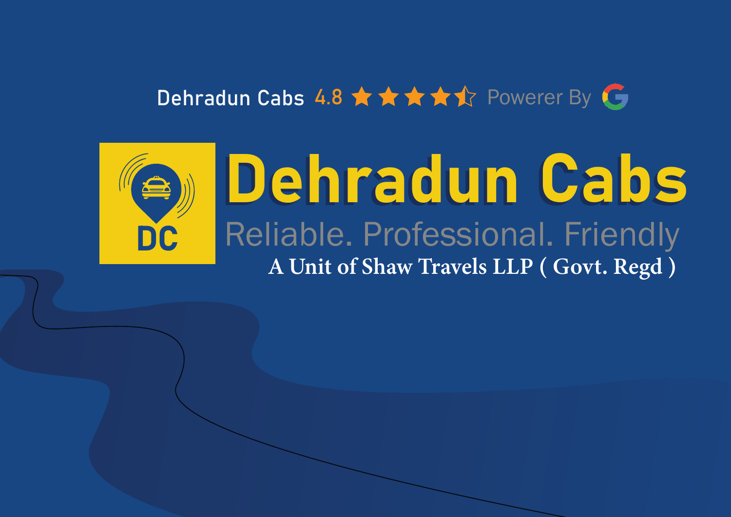Dehradun Cabs 4.8 ★★★★☆ Powerer By G

# Dehradun Cabs

DC

## Reliable. Professional. Friendly

A Unit of Shaw Travels LLP ( Govt. Regd )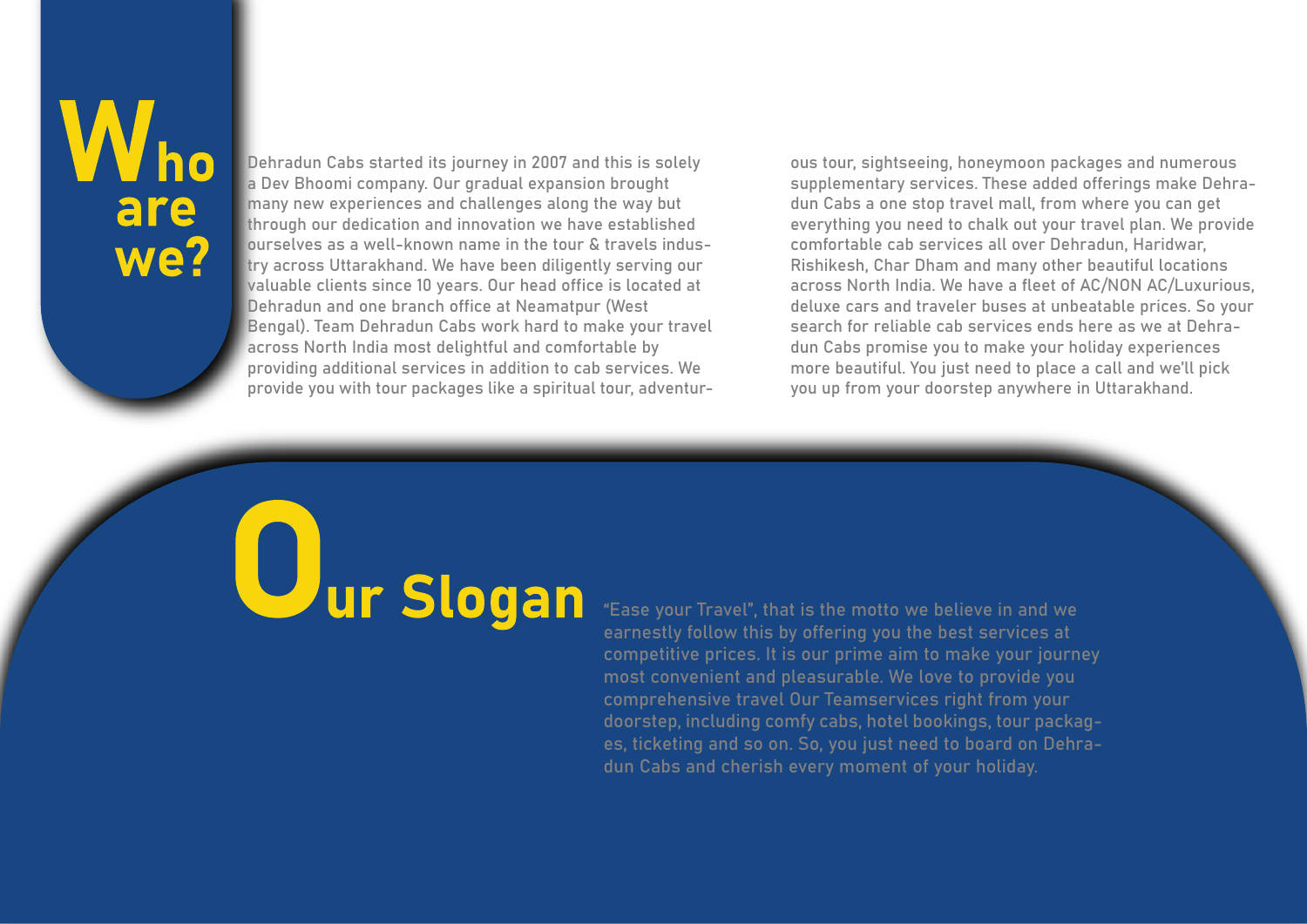# Who are we?

Dehradun Cabs started its journey in 2007 and this is solely a Dev Bhoomi company. Our gradual expansion brought many new experiences and challenges along the way but through our dedication and innovation we have established ourselves as a well-known name in the tour & travels industry across Uttarakhand. We have been diligently serving our valuable clients since 10 years. Our head office is located at Dehradun and one branch office at Neamatpur (West Bengal). Team Dehradun Cabs work hard to make your travel across North India most delightful and comfortable by providing additional services in addition to cab services. We provide you with tour packages like a spiritual tour, adventurous tour, sightseeing, honeymoon packages and numerous supplementary services. These added offerings make Dehradun Cabs a one stop travel mall, from where you can get everything you need to chalk out your travel plan. We provide comfortable cab services all over Dehradun, Haridwar, Rishikesh, Char Dham and many other beautiful locations across North India. We have a fleet of AC/NON AC/Luxurious, deluxe cars and traveler buses at unbeatable prices. So your search for reliable cab services ends here as we at Dehradun Cabs promise you to make your holiday experiences more beautiful. You just need to place a call and we'll pick you up from your doorstep anywhere in Uttarakhand.

# Our Slogan

"Ease your Travel", that is the motto we believe in and we earnestly follow this by offering you the best services at competitive prices. It is our prime aim to make your journey most convenient and pleasurable. We love to provide you comprehensive travel Our Teamservices right from your doorstep, including comfy cabs, hotel bookings, tour packages, ticketing and so on. So, you just need to board on Dehradun Cabs and cherish every moment of your holiday.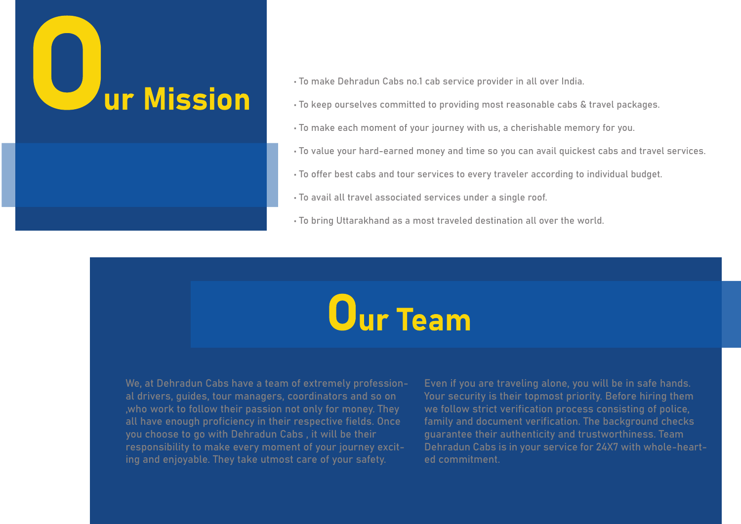# Our Mission

- To make Dehradun Cabs no.1 cab service provider in all over India.
- To keep ourselves committed to providing most reasonable cabs & travel packages.
- To make each moment of your journey with us, a cherishable memory for you.
- To value your hard-earned money and time so you can avail quickest cabs and travel services.
- To offer best cabs and tour services to every traveler according to individual budget.
- To avail all travel associated services under a single roof.
- To bring Uttarakhand as a most traveled destination all over the world.

# Our Team

We, at Dehradun Cabs have a team of extremely professional drivers, guides, tour managers, coordinators and so on ,who work to follow their passion not only for money. They all have enough proficiency in their respective fields. Once you choose to go with Dehradun Cabs , it will be their responsibility to make every moment of your journey exciting and enjoyable. They take utmost care of your safety.

Even if you are traveling alone, you will be in safe hands. Your security is their topmost priority. Before hiring them we follow strict verification process consisting of police, family and document verification. The background checks guarantee their authenticity and trustworthiness. Team Dehradun Cabs is in your service for 24X7 with whole-hearted commitment.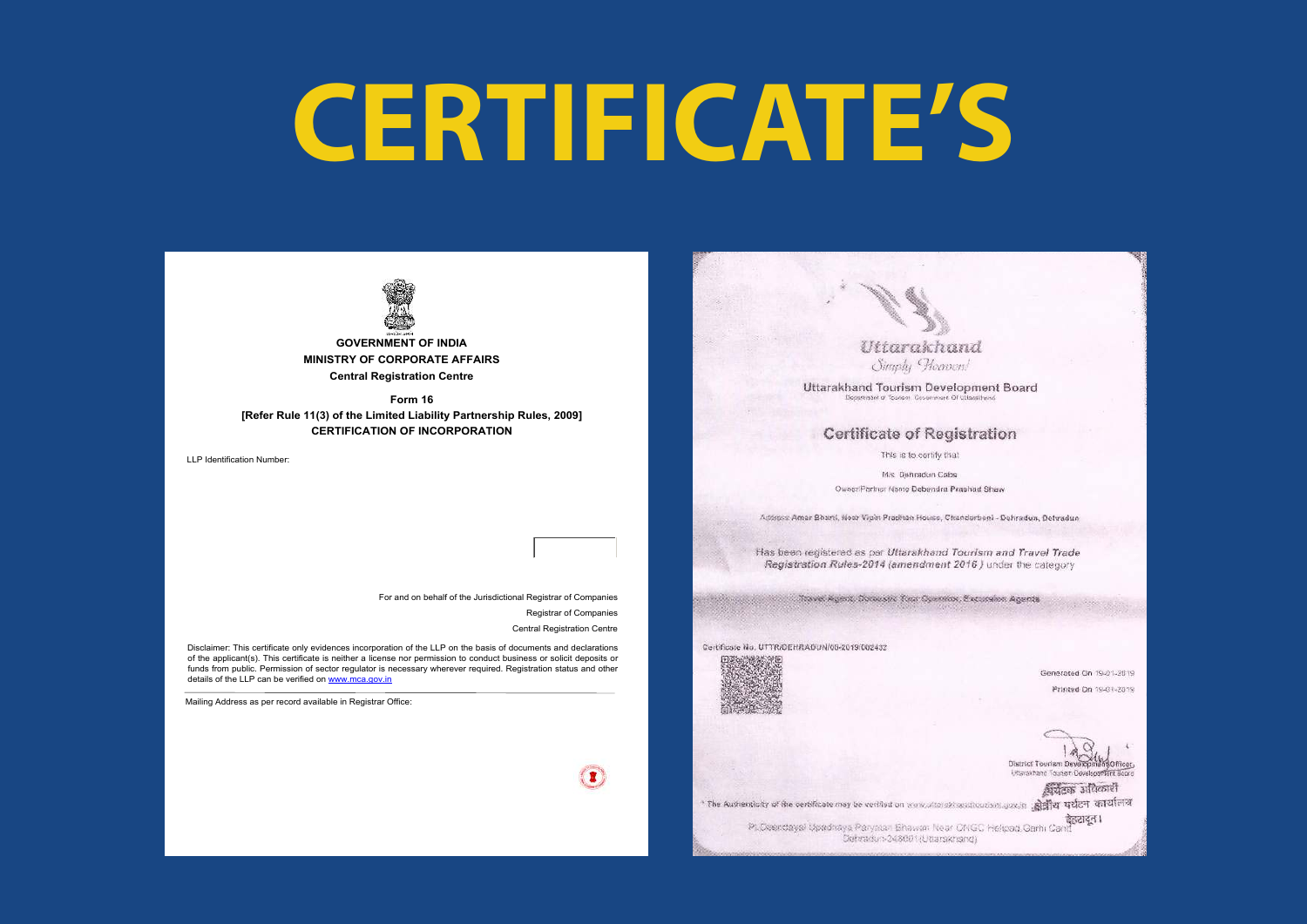# CERTIFICATE'S

GOVERNMENT OF INDIA
MINISTRY OF CORPORATE AFFAIRS
Central Registration Centre

Form 16
[Refer Rule 11(3) of the Limited Liability Partnership Rules, 2009]
CERTIFICATION OF INCORPORATION

LLP Identification Number:

For and on behalf of the Jurisdictional Registrar of Companies
Registrar of Companies
Central Registration Centre

Disclaimer: This certificate only evidences incorporation of the LLP on the basis of documents and declarations of the applicant(s). This certificate is neither a license nor permission to conduct business or solicit deposits or funds from public. Permission of sector regulator is necessary wherever required. Registration status and other details of the LLP can be verified on www.mca.gov.in

Mailing Address as per record available in Registrar Office:

---

Uttarakhand
Simply Heaven!

Uttarakhand Tourism Development Board
Department of Tourism, Government Of Uttarakhand

## Certificate of Registration

This is to certify that

M/s. Dehradun Cabs

Owner/Partner Name Debendra Prashad Shaw

Address Amar Bharti, Near Vipin Pradhan House, Chanderbani - Dehradun, Dehradun

Has been registered as per *Uttarakhand Tourism and Travel Trade Registration Rules-2014 (amendment 2016)* under the category

Travel Agent, Domestic Tour Operator, Excursion Agents

Certificate No. UTTR/DEHRADUN/00-2019/002432

Generated On 19-01-2019

Printed On 19-01-2019

District Tourism Development Officer, Uttarakhand Tourism Development Board

प्रबंधक अधिकारी
क्षेत्रीय पर्यटन कार्यालय
देहरादून।

* The Authenticity of the certificate may be verified on www.uttarakhandtourism.gov.in

Pt. Deendayal Upadhaya Paryatan Bhawan Near ONGC Helipad, Garhi Cantt Dehradun-248001 (Uttarakhand)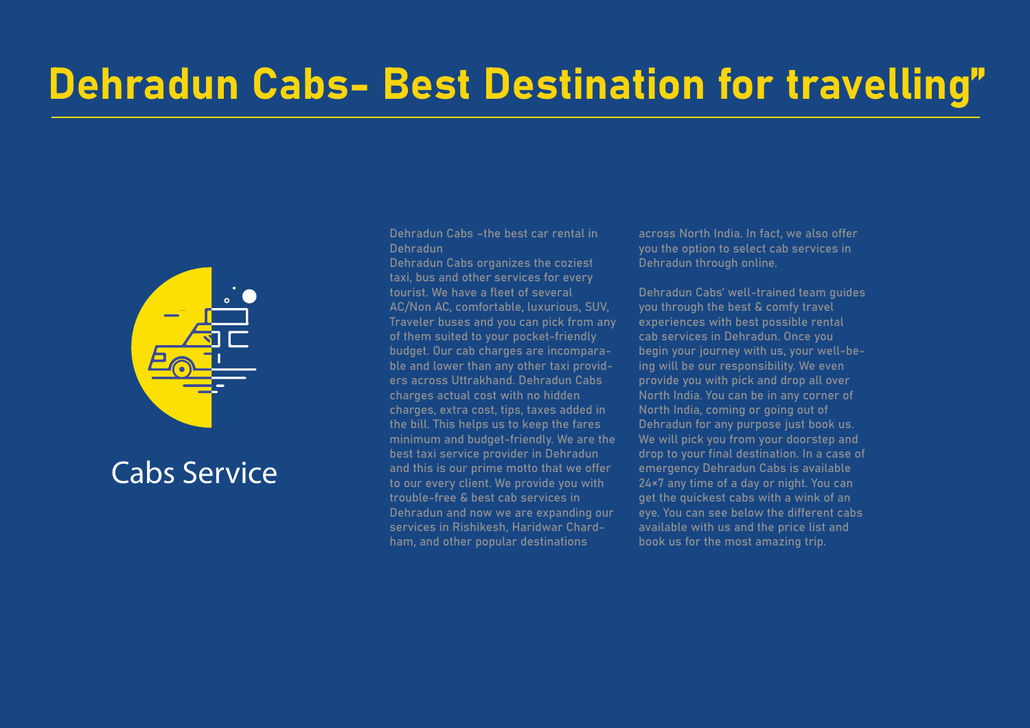# Dehradun Cabs- Best Destination for travelling"

Cabs Service

Dehradun Cabs -the best car rental in Dehradun

Dehradun Cabs organizes the coziest taxi, bus and other services for every tourist. We have a fleet of several AC/Non AC, comfortable, luxurious, SUV, Traveler buses and you can pick from any of them suited to your pocket-friendly budget. Our cab charges are incomparable and lower than any other taxi providers across Uttrakhand. Dehradun Cabs charges actual cost with no hidden charges, extra cost, tips, taxes added in the bill. This helps us to keep the fares minimum and budget-friendly. We are the best taxi service provider in Dehradun and this is our prime motto that we offer to our every client. We provide you with trouble-free & best cab services in Dehradun and now we are expanding our services in Rishikesh, Haridwar Chardham, and other popular destinations across North India. In fact, we also offer you the option to select cab services in Dehradun through online.

Dehradun Cabs' well-trained team guides you through the best & comfy travel experiences with best possible rental cab services in Dehradun. Once you begin your journey with us, your well-being will be our responsibility. We even provide you with pick and drop all over North India. You can be in any corner of North India, coming or going out of Dehradun for any purpose just book us. We will pick you from your doorstep and drop to your final destination. In a case of emergency Dehradun Cabs is available 24×7 any time of a day or night. You can get the quickest cabs with a wink of an eye. You can see below the different cabs available with us and the price list and book us for the most amazing trip.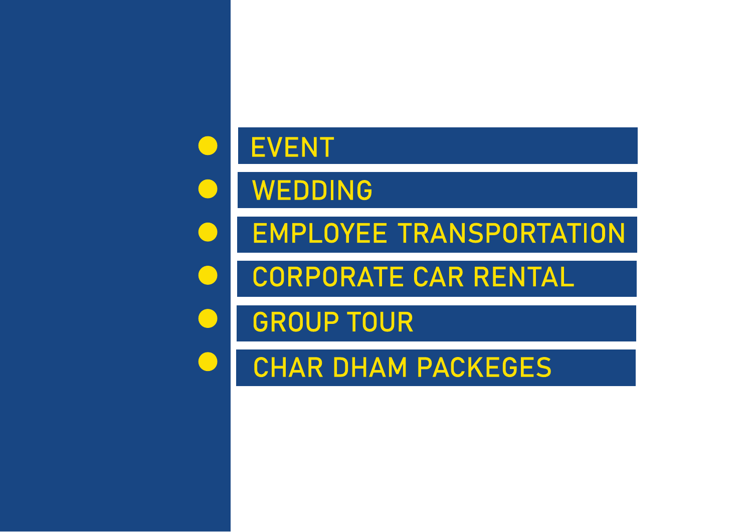- EVENT
- WEDDING
- EMPLOYEE TRANSPORTATION
- CORPORATE CAR RENTAL
- GROUP TOUR
- CHAR DHAM PACKEGES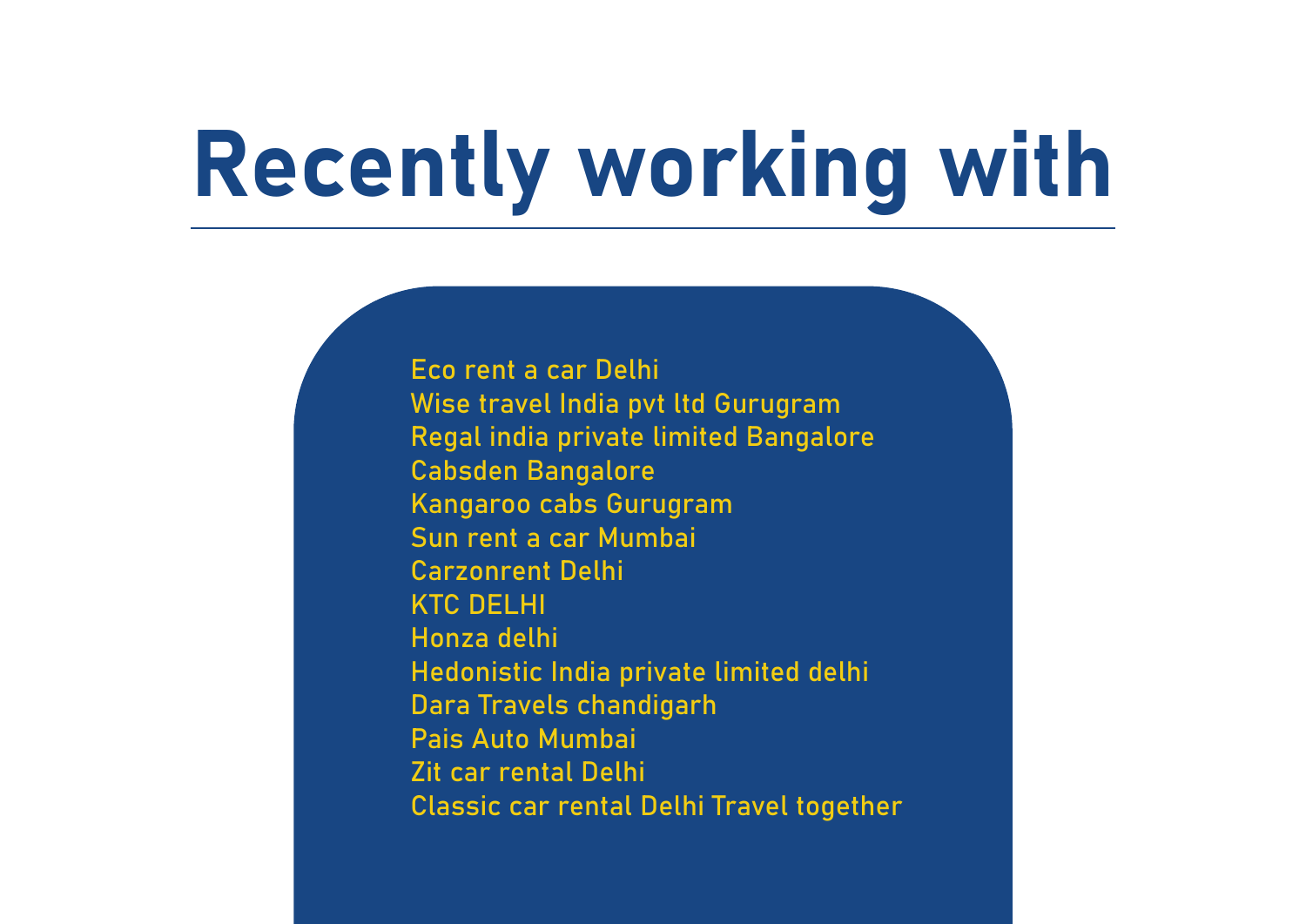# Recently working with

Eco rent a car Delhi
Wise travel India pvt ltd Gurugram
Regal india private limited Bangalore
Cabsden Bangalore
Kangaroo cabs Gurugram
Sun rent a car Mumbai
Carzonrent Delhi
KTC DELHI
Honza delhi
Hedonistic India private limited delhi
Dara Travels chandigarh
Pais Auto Mumbai
Zit car rental Delhi
Classic car rental Delhi Travel together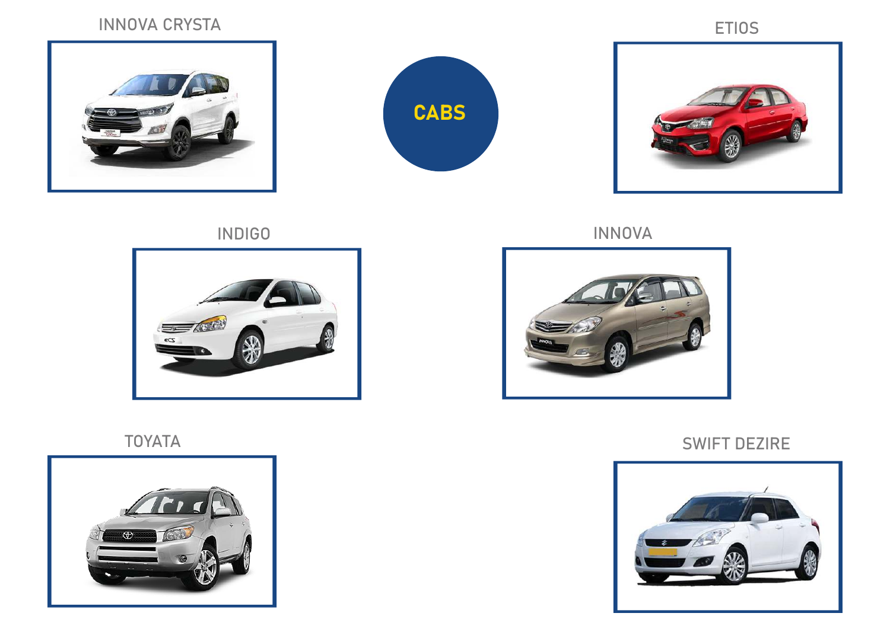# CABS

INNOVA CRYSTA

ETIOS

INDIGO

INNOVA

TOYATA

SWIFT DEZIRE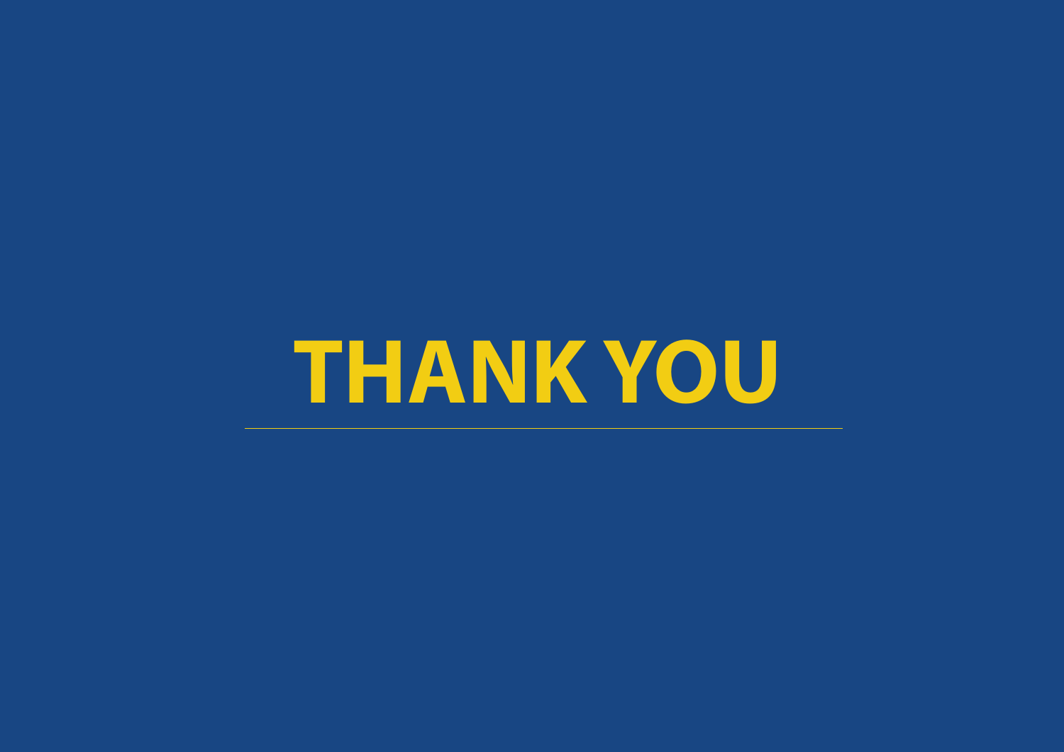# THANK YOU

---